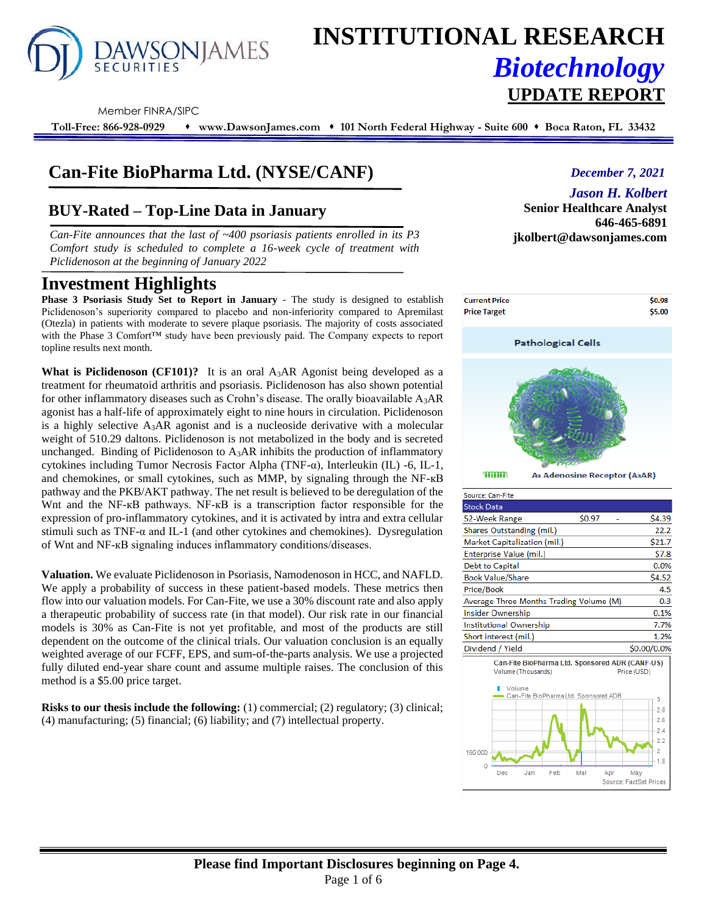# INSTITUTIONAL RESEARCH

## *Biotechnology*

## UPDATE REPORT

Member FINRA/SIPC

**Toll-Free: 866-928-0929 ♦ www.DawsonJames.com ♦ 101 North Federal Highway - Suite 600 ♦ Boca Raton, FL 33432**

# Can-Fite BioPharma Ltd. (NYSE/CANF)

*December 7, 2021*

***Jason H. Kolbert***
**Senior Healthcare Analyst**
**646-465-6891**
**jkolbert@dawsonjames.com**

## BUY-Rated – Top-Line Data in January

*Can-Fite announces that the last of ~400 psoriasis patients enrolled in its P3 Comfort study is scheduled to complete a 16-week cycle of treatment with Piclidenoson at the beginning of January 2022*

# Investment Highlights

**Phase 3 Psoriasis Study Set to Report in January** - The study is designed to establish Piclidenoson's superiority compared to placebo and non-inferiority compared to Apremilast (Otezla) in patients with moderate to severe plaque psoriasis. The majority of costs associated with the Phase 3 Comfort™ study have been previously paid. The Company expects to report topline results next month.

**What is Piclidenoson (CF101)?** It is an oral $A_3$AR Agonist being developed as a treatment for rheumatoid arthritis and psoriasis. Piclidenoson has also shown potential for other inflammatory diseases such as Crohn's disease. The orally bioavailable $A_3$AR agonist has a half-life of approximately eight to nine hours in circulation. Piclidenoson is a highly selective $A_3$AR agonist and is a nucleoside derivative with a molecular weight of 510.29 daltons. Piclidenoson is not metabolized in the body and is secreted unchanged. Binding of Piclidenoson to $A_3$AR inhibits the production of inflammatory cytokines including Tumor Necrosis Factor Alpha (TNF-α), Interleukin (IL) -6, IL-1, and chemokines, or small cytokines, such as MMP, by signaling through the NF-κB pathway and the PKB/AKT pathway. The net result is believed to be deregulation of the Wnt and the NF-κB pathways. NF-κB is a transcription factor responsible for the expression of pro-inflammatory cytokines, and it is activated by intra and extra cellular stimuli such as TNF-α and IL-1 (and other cytokines and chemokines). Dysregulation of Wnt and NF-κB signaling induces inflammatory conditions/diseases.

**Valuation.** We evaluate Piclidenoson in Psoriasis, Namodenoson in HCC, and NAFLD. We apply a probability of success in these patient-based models. These metrics then flow into our valuation models. For Can-Fite, we use a 30% discount rate and also apply a therapeutic probability of success rate (in that model). Our risk rate in our financial models is 30% as Can-Fite is not yet profitable, and most of the products are still dependent on the outcome of the clinical trials. Our valuation conclusion is an equally weighted average of our FCFF, EPS, and sum-of-the-parts analysis. We use a projected fully diluted end-year share count and assume multiple raises. The conclusion of this method is a $5.00 price target.

**Risks to our thesis include the following:** (1) commercial; (2) regulatory; (3) clinical; (4) manufacturing; (5) financial; (6) liability; and (7) intellectual property.

| | |
|---|---|
| **Current Price** | **$0.98** |
| **Price Target** | **$5.00** |

Pathological Cells

A₃ Adenosine Receptor (A₃AR)

Source: Can-Fite

| Stock Data | | | |
|---|---|---|---|
| 52-Week Range | $0.97 | - | $4.39 |
| Shares Outstanding (mil.) | | | 22.2 |
| Market Capitalization (mil.) | | | $21.7 |
| Enterprise Value (mil.) | | | $7.8 |
| Debt to Capital | | | 0.0% |
| Book Value/Share | | | $4.52 |
| Price/Book | | | 4.5 |
| Average Three Months Trading Volume (M) | | | 0.3 |
| Insider Ownership | | | 0.1% |
| Institutional Ownership | | | 7.7% |
| Short interest (mil.) | | | 1.2% |
| Dividend / Yield | | | $0.00/0.0% |

Can-Fite BioPharma Ltd. Sponsored ADR (CANF-US)

Source: FactSet Prices

**Please find Important Disclosures beginning on Page 4.**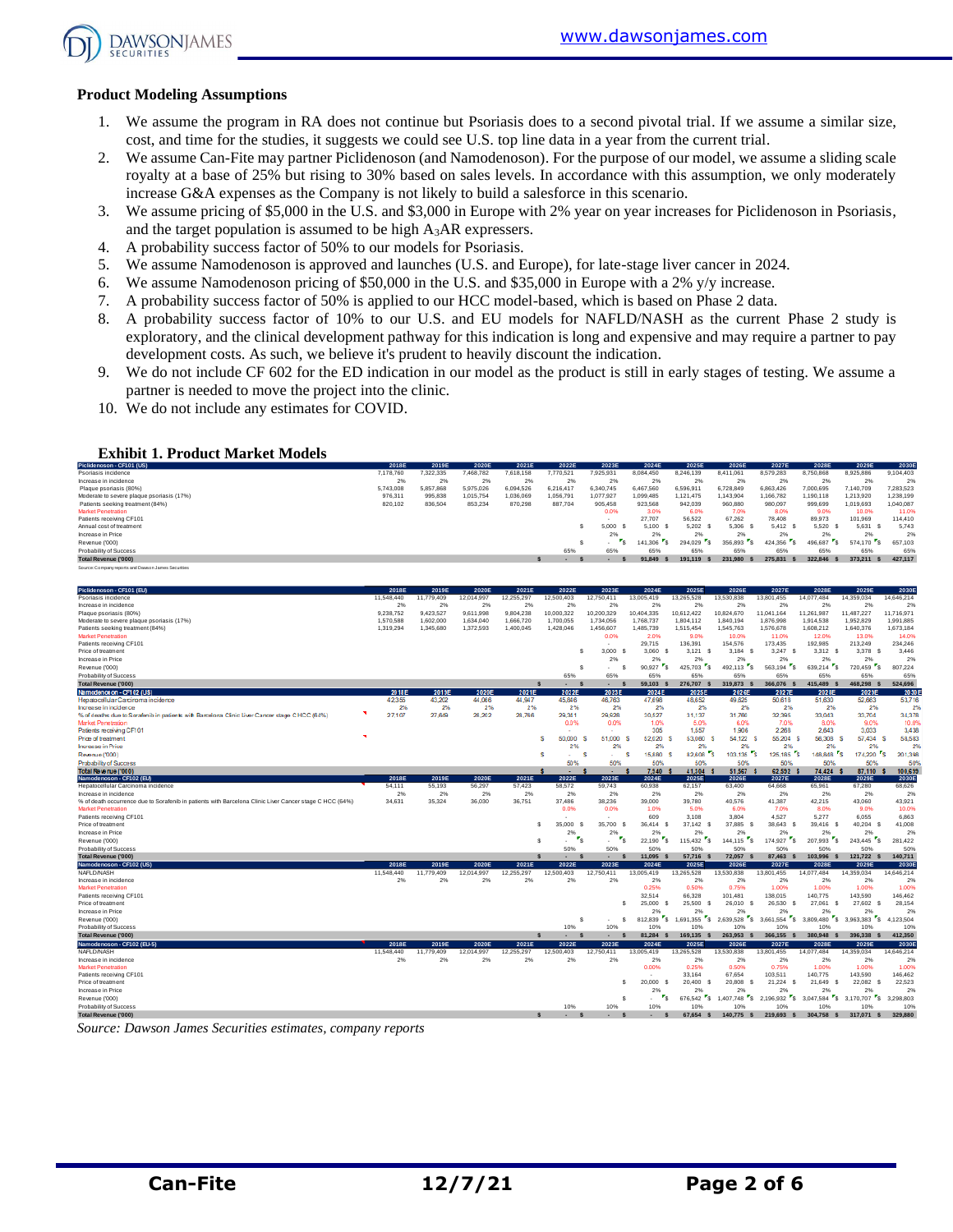## Product Modeling Assumptions

1. We assume the program in RA does not continue but Psoriasis does to a second pivotal trial. If we assume a similar size, cost, and time for the studies, it suggests we could see U.S. top line data in a year from the current trial.
2. We assume Can-Fite may partner Piclidenoson (and Namodenoson). For the purpose of our model, we assume a sliding scale royalty at a base of 25% but rising to 30% based on sales levels. In accordance with this assumption, we only moderately increase G&A expenses as the Company is not likely to build a salesforce in this scenario.
3. We assume pricing of $5,000 in the U.S. and $3,000 in Europe with 2% year on year increases for Piclidenoson in Psoriasis, and the target population is assumed to be high $A_3AR$ expressers.
4. A probability success factor of 50% to our models for Psoriasis.
5. We assume Namodenoson is approved and launches (U.S. and Europe), for late-stage liver cancer in 2024.
6. We assume Namodenoson pricing of $50,000 in the U.S. and $35,000 in Europe with a 2% y/y increase.
7. A probability success factor of 50% is applied to our HCC model-based, which is based on Phase 2 data.
8. A probability success factor of 10% to our U.S. and EU models for NAFLD/NASH as the current Phase 2 study is exploratory, and the clinical development pathway for this indication is long and expensive and may require a partner to pay development costs. As such, we believe it's prudent to heavily discount the indication.
9. We do not include CF 602 for the ED indication in our model as the product is still in early stages of testing. We assume a partner is needed to move the project into the clinic.
10. We do not include any estimates for COVID.

### Exhibit 1. Product Market Models

| Piclidenoson - CF101 (US) | 2018E | 2019E | 2020E | 2021E | 2022E | 2023E | 2024E | 2025E | 2026E | 2027E | 2028E | 2029E | 2030E |
|---|---|---|---|---|---|---|---|---|---|---|---|---|---|
| Psoriasis incidence | 7,178,760 | 7,322,335 | 7,468,782 | 7,618,158 | 7,770,521 | 7,925,931 | 8,084,450 | 8,246,139 | 8,411,061 | 8,579,283 | 8,750,868 | 8,925,886 | 9,104,403 |
| Increase in incidence | 2% | 2% | 2% | 2% | 2% | 2% | 2% | 2% | 2% | 2% | 2% | 2% | 2% |
| Plaque psoriasis (80%) | 5,743,008 | 5,857,868 | 5,975,026 | 6,094,526 | 6,216,417 | 6,340,745 | 6,467,560 | 6,596,911 | 6,728,849 | 6,863,426 | 7,000,695 | 7,140,709 | 7,283,523 |
| Moderate to severe plaque psoriasis (17%) | 976,311 | 995,838 | 1,015,754 | 1,036,069 | 1,056,791 | 1,077,927 | 1,099,485 | 1,121,475 | 1,143,904 | 1,166,782 | 1,190,118 | 1,213,920 | 1,238,199 |
| Patients seeking treatment (84%) | 820,102 | 836,504 | 853,234 | 870,298 | 887,704 | 905,458 | 923,568 | 942,039 | 960,880 | 980,097 | 999,699 | 1,019,693 | 1,040,087 |
| Market Penetration | | | | | | 0.0% | 3.0% | 6.0% | 7.0% | 8.0% | 9.0% | 10.0% | 11.0% |
| Patients receiving CF101 | | | | | | - | 27,707 | 56,522 | 67,262 | 78,408 | 89,973 | 101,969 | 114,410 |
| Annual cost of treatment | | | | | | $ 5,000 | $ 5,100 | $ 5,202 | $ 5,306 | $ 5,412 | $ 5,520 | $ 5,631 | $ 5,743 |
| Increase in Price | | | | | | | 2% | 2% | 2% | 2% | 2% | 2% | 2% |
| Revenue ('000) | | | | | | $ - | $ 141,306 | $ 294,029 | $ 356,893 | $ 424,356 | $ 496,687 | $ 574,170 | $ 657,103 |
| Probability of Success | | | | | 65% | 65% | 65% | 65% | 65% | 65% | 65% | 65% | 65% |
| Total Revenue ('000) | | | | $ - | $ - | $ - | $ 91,849 | $ 191,119 | $ 231,980 | $ 275,831 | $ 322,846 | $ 373,211 | $ 427,117 |

Source: Company reports and Dawson James Securities

| Piclidenoson - CF101 (EU) | 2018E | 2019E | 2020E | 2021E | 2022E | 2023E | 2024E | 2025E | 2026E | 2027E | 2028E | 2029E | 2030E |
|---|---|---|---|---|---|---|---|---|---|---|---|---|---|
| Psoriasis incidence | 11,548,440 | 11,779,409 | 12,014,997 | 12,255,297 | 12,500,403 | 12,750,411 | 13,005,419 | 13,265,528 | 13,530,838 | 13,801,455 | 14,077,484 | 14,359,034 | 14,646,214 |
| Increase in incidence | 2% | 2% | 2% | 2% | 2% | 2% | 2% | 2% | 2% | 2% | 2% | 2% | 2% |
| Plaque psoriasis (80%) | 9,238,752 | 9,423,527 | 9,611,998 | 9,804,238 | 10,000,322 | 10,200,329 | 10,404,335 | 10,612,422 | 10,824,670 | 11,041,164 | 11,261,987 | 11,487,227 | 11,716,971 |
| Moderate to severe plaque psoriasis (17%) | 1,570,588 | 1,602,000 | 1,634,040 | 1,666,720 | 1,700,055 | 1,734,056 | 1,768,737 | 1,804,112 | 1,840,194 | 1,876,998 | 1,914,538 | 1,952,829 | 1,991,885 |
| Patients seeking treatment (84%) | 1,319,294 | 1,345,680 | 1,372,593 | 1,400,045 | 1,428,046 | 1,456,607 | 1,485,739 | 1,515,454 | 1,545,763 | 1,576,678 | 1,608,212 | 1,640,376 | 1,673,184 |
| Market Penetration | | | | | | 0.0% | 2.0% | 9.0% | 10.0% | 11.0% | 12.0% | 13.0% | 14.0% |
| Patients receiving CF101 | | | | | | - | 29,715 | 136,391 | 154,576 | 173,435 | 192,985 | 213,249 | 234,246 |
| Price of treatment | | | | | | $ 3,000 | $ 3,060 | $ 3,121 | $ 3,184 | $ 3,247 | $ 3,312 | $ 3,378 | $ 3,446 |
| Increase in Price | | | | | | 2% | 2% | 2% | 2% | 2% | 2% | 2% | 2% |
| Revenue ('000) | | | | | | $ - | $ 90,927 | $ 425,703 | $ 492,113 | $ 563,194 | $ 639,214 | $ 720,459 | $ 807,224 |
| Probability of Success | | | | | 65% | 65% | 65% | 65% | 65% | 65% | 65% | 65% | 65% |
| Total Revenue ('000) | | | | $ - | $ - | $ - | $ 59,103 | $ 276,707 | $ 319,873 | $ 366,076 | $ 415,489 | $ 468,298 | $ 524,696 |

| Namodenoson - CF102 (US) | 2018E | 2019E | 2020E | 2021E | 2022E | 2023E | 2024E | 2025E | 2026E | 2027E | 2028E | 2029E | 2030E |
|---|---|---|---|---|---|---|---|---|---|---|---|---|---|
| Hepatocellular Carcinoma incidence | 42,355 | 43,202 | 44,066 | 44,947 | 45,846 | 46,763 | 47,698 | 48,652 | 49,625 | 50,618 | 51,630 | 52,663 | 53,716 |
| Increase in incidence | 2% | 2% | 2% | 2% | 2% | 2% | 2% | 2% | 2% | 2% | 2% | 2% | 2% |
| % of deaths due to Sorafenib in patients with Barcelona Clinic Liver Cancer stage C HCC (64%) | 27,107 | 27,649 | 28,202 | 28,766 | 29,341 | 29,928 | 30,527 | 31,137 | 31,760 | 32,395 | 33,043 | 33,704 | 34,378 |
| Market Penetration | | | | | 0.0% | 0.0% | 1.0% | 5.0% | 6.0% | 7.0% | 8.0% | 9.0% | 10.0% |
| Patients receiving CF101 | | | | | - | - | 305 | 1,557 | 1,906 | 2,268 | 2,643 | 3,033 | 3,438 |
| Price of treatment | | | | | $ 50,000 | $ 51,000 | $ 52,020 | $ 53,060 | $ 54,122 | $ 55,204 | $ 56,308 | $ 57,434 | $ 58,583 |
| Increase in Price | | | | | 2% | 2% | 2% | 2% | 2% | 2% | 2% | 2% | 2% |
| Revenue ('000) | | | | | $ - | $ - | $ 15,880 | $ 82,608 | $ 103,135 | $ 125,185 | $ 148,848 | $ 174,220 | $ 201,398 |
| Probability of Success | | | | | 50% | 50% | 50% | 50% | 50% | 50% | 50% | 50% | 50% |
| Total Revenue ('000) | | | | $ - | $ - | $ - | $ 7,940 | $ 41,304 | $ 51,567 | $ 62,592 | $ 74,424 | $ 87,110 | $ 100,699 |

| Namodenoson - CF102 (EU) | 2018E | 2019E | 2020E | 2021E | 2022E | 2023E | 2024E | 2025E | 2026E | 2027E | 2028E | 2029E | 2030E |
|---|---|---|---|---|---|---|---|---|---|---|---|---|---|
| Hepatocellular Carcinoma incidence | 54,111 | 55,193 | 56,297 | 57,423 | 58,572 | 59,743 | 60,938 | 62,157 | 63,400 | 64,668 | 65,961 | 67,280 | 68,626 |
| Increase in incidence | 2% | 2% | 2% | 2% | 2% | 2% | 2% | 2% | 2% | 2% | 2% | 2% | 2% |
| % of death occurrence due to Sorafenib in patients with Barcelona Clinic Liver Cancer stage C HCC (64%) | 34,631 | 35,324 | 36,030 | 36,751 | 37,486 | 38,236 | 39,000 | 39,780 | 40,576 | 41,387 | 42,215 | 43,060 | 43,921 |
| Market Penetration | | | | | 0.0% | 0.0% | 1.0% | 5.0% | 6.0% | 7.0% | 8.0% | 9.0% | 10.0% |
| Patients receiving CF101 | | | | | - | - | 609 | 3,108 | 3,804 | 4,527 | 5,277 | 6,055 | 6,863 |
| Price of treatment | | | | | $ 35,000 | $ 35,700 | $ 36,414 | $ 37,142 | $ 37,885 | $ 38,643 | $ 39,416 | $ 40,204 | $ 41,008 |
| Increase in Price | | | | | 2% | 2% | 2% | 2% | 2% | 2% | 2% | 2% | 2% |
| Revenue ('000) | | | | | $ - | $ - | $ 22,190 | $ 115,432 | $ 144,115 | $ 174,927 | $ 207,993 | $ 243,445 | $ 281,422 |
| Probability of Success | | | | | 50% | 50% | 50% | 50% | 50% | 50% | 50% | 50% | 50% |
| Total Revenue ('000) | | | | $ - | $ - | $ - | $ 11,095 | $ 57,716 | $ 72,057 | $ 87,463 | $ 103,996 | $ 121,722 | $ 140,711 |

| Namodenoson - CF102 (US) | 2018E | 2019E | 2020E | 2021E | 2022E | 2023E | 2024E | 2025E | 2026E | 2027E | 2028E | 2029E | 2030E |
|---|---|---|---|---|---|---|---|---|---|---|---|---|---|
| NAFLD/NASH | 11,548,440 | 11,779,409 | 12,014,997 | 12,255,297 | 12,500,403 | 12,750,411 | 13,005,419 | 13,265,528 | 13,530,838 | 13,801,455 | 14,077,484 | 14,359,034 | 14,646,214 |
| Increase in incidence | 2% | 2% | 2% | 2% | 2% | 2% | 2% | 2% | 2% | 2% | 2% | 2% | 2% |
| Market Penetration | | | | | | | 0.25% | 0.50% | 0.75% | 1.00% | 1.00% | 1.00% | 1.00% |
| Patients receiving CF101 | | | | | | | 32,514 | 66,328 | 101,481 | 138,015 | 140,775 | 143,590 | 146,462 |
| Price of treatment | | | | | | | $ 25,000 | $ 25,500 | $ 26,010 | $ 26,530 | $ 27,061 | $ 27,602 | $ 28,154 |
| Increase in Price | | | | | | | 2% | 2% | 2% | 2% | 2% | 2% | 2% |
| Revenue ('000) | | | | | | $ - | $ 812,839 | $ 1,691,355 | $ 2,639,528 | $ 3,661,554 | $ 3,809,480 | $ 3,963,383 | $ 4,123,504 |
| Probability of Success | | | | | 10% | 10% | 10% | 10% | 10% | 10% | 10% | 10% | 10% |
| Total Revenue ('000) | | | | $ - | $ - | $ - | $ 81,284 | $ 169,135 | $ 263,953 | $ 366,155 | $ 380,948 | $ 396,338 | $ 412,350 |

| Namodenoson - CF102 (EU-5) | 2018E | 2019E | 2020E | 2021E | 2022E | 2023E | 2024E | 2025E | 2026E | 2027E | 2028E | 2029E | 2030E |
|---|---|---|---|---|---|---|---|---|---|---|---|---|---|
| NAFLD/NASH | 11,548,440 | 11,779,409 | 12,014,997 | 12,255,297 | 12,500,403 | 12,750,411 | 13,005,419 | 13,265,528 | 13,530,838 | 13,801,455 | 14,077,484 | 14,359,034 | 14,646,214 |
| Increase in incidence | 2% | 2% | 2% | 2% | 2% | 2% | 2% | 2% | 2% | 2% | 2% | 2% | 2% |
| Market Penetration | | | | | | | 0.00% | 0.25% | 0.50% | 0.75% | 1.00% | 1.00% | 1.00% |
| Patients receiving CF101 | | | | | | | - | 33,164 | 67,654 | 103,511 | 140,775 | 143,590 | 146,462 |
| Price of treatment | | | | | | | $ 20,000 | $ 20,400 | $ 20,808 | $ 21,224 | $ 21,649 | $ 22,082 | $ 22,523 |
| Increase in Price | | | | | | | 2% | 2% | 2% | 2% | 2% | 2% | 2% |
| Revenue ('000) | | | | | | | $ - | $ 676,542 | $ 1,407,748 | $ 2,196,932 | $ 3,047,584 | $ 3,170,707 | $ 3,298,803 |
| Probability of Success | | | | | 10% | 10% | 10% | 10% | 10% | 10% | 10% | 10% | 10% |
| Total Revenue ('000) | | | | $ - | $ - | $ - | $ - | $ 67,654 | $ 140,775 | $ 219,693 | $ 304,758 | $ 317,071 | $ 329,880 |

*Source: Dawson James Securities estimates, company reports*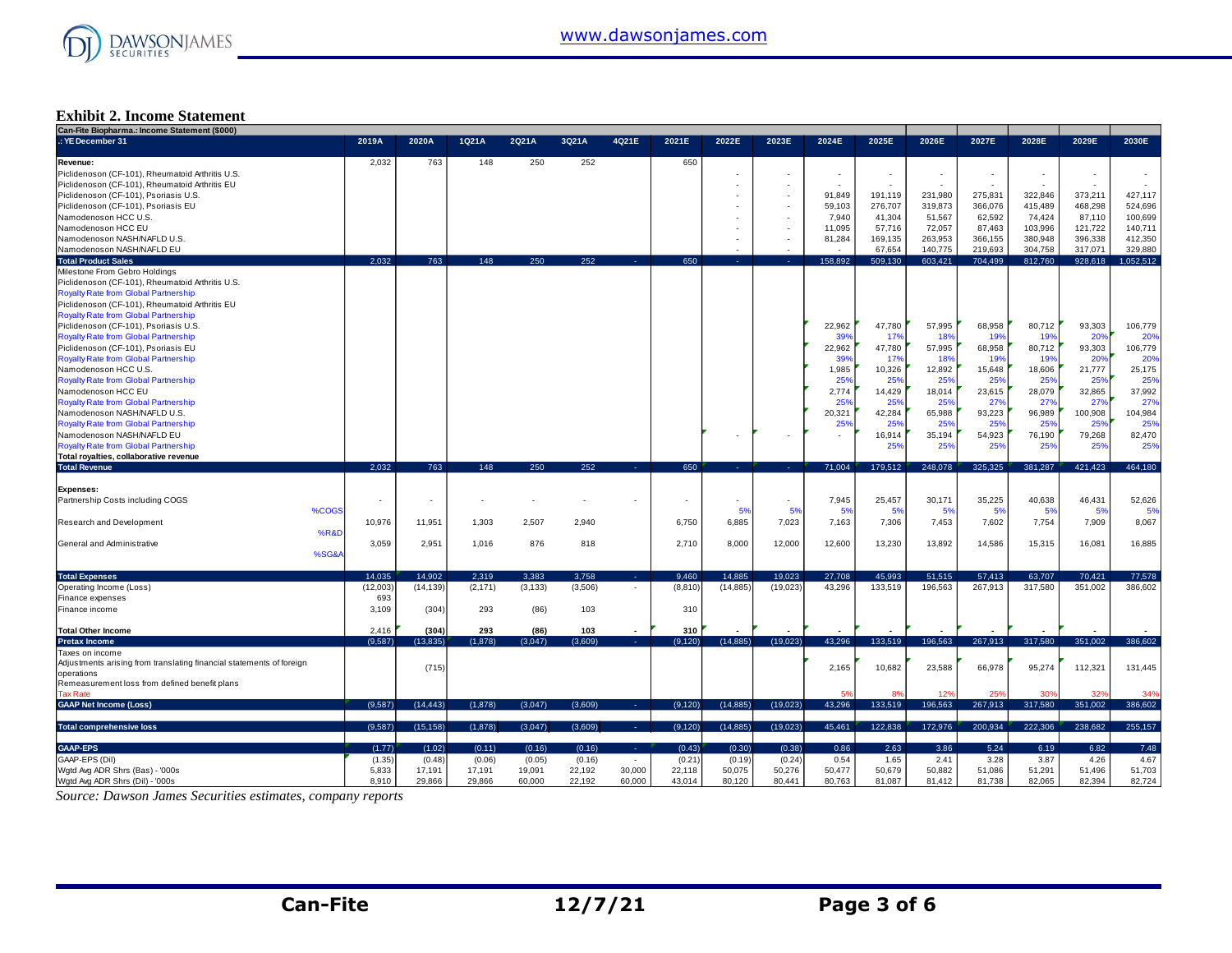**Exhibit 2. Income Statement**

| Can-Fite Biopharma.: Income Statement ($000) | | | | | | | | | | | | | | | | | |
|---|---|---|---|---|---|---|---|---|---|---|---|---|---|---|---|---|---|
| .: YE December 31 | 2019A | 2020A | 1Q21A | 2Q21A | 3Q21A | 4Q21E | 2021E | 2022E | 2023E | 2024E | 2025E | 2026E | 2027E | 2028E | 2029E | 2030E |
| **Revenue:** | 2,032 | 763 | 148 | 250 | 252 | | 650 | | | | | | | | | |
| Piclidenoson (CF-101), Rheumatoid Arthritis U.S. | | | | | | | | - | - | - | - | - | - | - | - | - |
| Piclidenoson (CF-101), Rheumatoid Arthritis EU | | | | | | | | - | - | - | - | - | - | - | - | - |
| Piclidenoson (CF-101), Psoriasis U.S. | | | | | | | | - | - | 91,849 | 191,119 | 231,980 | 275,831 | 322,846 | 373,211 | 427,117 |
| Piclidenoson (CF-101), Psoriasis EU | | | | | | | | - | - | 59,103 | 276,707 | 319,873 | 366,076 | 415,489 | 468,298 | 524,696 |
| Namodenoson HCC U.S. | | | | | | | | - | - | 7,940 | 41,304 | 51,567 | 62,592 | 74,424 | 87,110 | 100,699 |
| Namodenoson HCC EU | | | | | | | | - | - | 11,095 | 57,716 | 72,057 | 87,463 | 103,996 | 121,722 | 140,711 |
| Namodenoson NASH/NAFLD U.S. | | | | | | | | - | - | 81,284 | 169,135 | 263,953 | 366,155 | 380,948 | 396,338 | 412,350 |
| Namodenoson NASH/NAFLD EU | | | | | | | | - | - | - | 67,654 | 140,775 | 219,693 | 304,758 | 317,071 | 329,880 |
| **Total Product Sales** | 2,032 | 763 | 148 | 250 | 252 | - | 650 | - | - | 158,892 | 509,130 | 603,421 | 704,499 | 812,760 | 928,618 | 1,052,512 |
| Milestone From Gebro Holdings | | | | | | | | | | | | | | | | |
| Piclidenoson (CF-101), Rheumatoid Arthritis U.S. | | | | | | | | | | | | | | | | |
| Royalty Rate from Global Partnership | | | | | | | | | | | | | | | | |
| Piclidenoson (CF-101), Rheumatoid Arthritis EU | | | | | | | | | | | | | | | | |
| Royalty Rate from Global Partnership | | | | | | | | | | | | | | | | |
| Piclidenoson (CF-101), Psoriasis U.S. | | | | | | | | | | 22,962 | 47,780 | 57,995 | 68,958 | 80,712 | 93,303 | 106,779 |
| Royalty Rate from Global Partnership | | | | | | | | | | 39% | 17% | 18% | 19% | 19% | 20% | 20% |
| Piclidenoson (CF-101), Psoriasis EU | | | | | | | | | | 22,962 | 47,780 | 57,995 | 68,958 | 80,712 | 93,303 | 106,779 |
| Royalty Rate from Global Partnership | | | | | | | | | | 39% | 17% | 18% | 19% | 19% | 20% | 20% |
| Namodenoson HCC U.S. | | | | | | | | | | 1,985 | 10,326 | 12,892 | 15,648 | 18,606 | 21,777 | 25,175 |
| Royalty Rate from Global Partnership | | | | | | | | | | 25% | 25% | 25% | 25% | 25% | 25% | 25% |
| Namodenoson HCC EU | | | | | | | | | | 2,774 | 14,429 | 18,014 | 23,615 | 28,079 | 32,865 | 37,992 |
| Royalty Rate from Global Partnership | | | | | | | | | | 25% | 25% | 25% | 27% | 27% | 27% | 27% |
| Namodenoson NASH/NAFLD U.S. | | | | | | | | | | 20,321 | 42,284 | 65,988 | 93,223 | 96,989 | 100,908 | 104,984 |
| Royalty Rate from Global Partnership | | | | | | | | | | 25% | 25% | 25% | 25% | 25% | 25% | 25% |
| Namodenoson NASH/NAFLD EU | | | | | | | | - | - | - | 16,914 | 35,194 | 54,923 | 76,190 | 79,268 | 82,470 |
| Royalty Rate from Global Partnership | | | | | | | | | | | 25% | 25% | 25% | 25% | 25% | 25% |
| Total royalties, collaborative revenue | | | | | | | | | | | | | | | | |
| **Total Revenue** | 2,032 | 763 | 148 | 250 | 252 | - | 650 | - | - | 71,004 | 179,512 | 248,078 | 325,325 | 381,287 | 421,423 | 464,180 |
| **Expenses:** | | | | | | | | | | | | | | | | |
| Partnership Costs including COGS | - | - | - | - | - | - | - | - | - | 7,945 | 25,457 | 30,171 | 35,225 | 40,638 | 46,431 | 52,626 |
| %COGS | | | | | | | | 5% | 5% | 5% | 5% | 5% | 5% | 5% | 5% | 5% |
| Research and Development | 10,976 | 11,951 | 1,303 | 2,507 | 2,940 | | 6,750 | 6,885 | 7,023 | 7,163 | 7,306 | 7,453 | 7,602 | 7,754 | 7,909 | 8,067 |
| %R&D | | | | | | | | | | | | | | | | |
| General and Administrative | 3,059 | 2,951 | 1,016 | 876 | 818 | | 2,710 | 8,000 | 12,000 | 12,600 | 13,230 | 13,892 | 14,586 | 15,315 | 16,081 | 16,885 |
| %SG&A | | | | | | | | | | | | | | | | |
| **Total Expenses** | 14,035 | 14,902 | 2,319 | 3,383 | 3,758 | - | 9,460 | 14,885 | 19,023 | 27,708 | 45,993 | 51,515 | 57,413 | 63,707 | 70,421 | 77,578 |
| Operating Income (Loss) | (12,003) | (14,139) | (2,171) | (3,133) | (3,506) | - | (8,810) | (14,885) | (19,023) | 43,296 | 133,519 | 196,563 | 267,913 | 317,580 | 351,002 | 386,602 |
| Finance expenses | 693 | | | | | | | | | | | | | | | |
| Finance income | 3,109 | (304) | 293 | (86) | 103 | | 310 | | | | | | | | | |
| **Total Other Income** | 2,416 | (304) | 293 | (86) | 103 | - | 310 | - | - | - | - | - | - | - | - | - |
| **Pretax Income** | (9,587) | (13,835) | (1,878) | (3,047) | (3,609) | - | (9,120) | (14,885) | (19,023) | 43,296 | 133,519 | 196,563 | 267,913 | 317,580 | 351,002 | 386,602 |
| Taxes on income | | | | | | | | | | | | | | | | |
| Adjustments arising from translating financial statements of foreign operations | | (715) | | | | | | | | 2,165 | 10,682 | 23,588 | 66,978 | 95,274 | 112,321 | 131,445 |
| Remeasurement loss from defined benefit plans | | | | | | | | | | | | | | | | |
| Tax Rate | | | | | | | | | | 5% | 8% | 12% | 25% | 30% | 32% | 34% |
| **GAAP Net Income (Loss)** | (9,587) | (14,443) | (1,878) | (3,047) | (3,609) | - | (9,120) | (14,885) | (19,023) | 43,296 | 133,519 | 196,563 | 267,913 | 317,580 | 351,002 | 386,602 |
| **Total comprehensive loss** | (9,587) | (15,158) | (1,878) | (3,047) | (3,609) | - | (9,120) | (14,885) | (19,023) | 45,461 | 122,838 | 172,976 | 200,934 | 222,306 | 238,682 | 255,157 |
| **GAAP-EPS** | (1.77) | (1.02) | (0.11) | (0.16) | (0.16) | - | (0.43) | (0.30) | (0.38) | 0.86 | 2.63 | 3.86 | 5.24 | 6.19 | 6.82 | 7.48 |
| GAAP-EPS (Dil) | (1.35) | (0.48) | (0.06) | (0.05) | (0.16) | - | (0.21) | (0.19) | (0.24) | 0.54 | 1.65 | 2.41 | 3.28 | 3.87 | 4.26 | 4.67 |
| Wgtd Avg ADR Shrs (Bas) - '000s | 5,833 | 17,191 | 17,191 | 19,091 | 22,192 | 30,000 | 22,118 | 50,075 | 50,276 | 50,477 | 50,679 | 50,882 | 51,086 | 51,291 | 51,496 | 51,703 |
| Wgtd Avg ADR Shrs (Dil) - '000s | 8,910 | 29,866 | 29,866 | 60,000 | 22,192 | 60,000 | 43,014 | 80,120 | 80,441 | 80,763 | 81,087 | 81,412 | 81,738 | 82,065 | 82,394 | 82,724 |

*Source: Dawson James Securities estimates, company reports*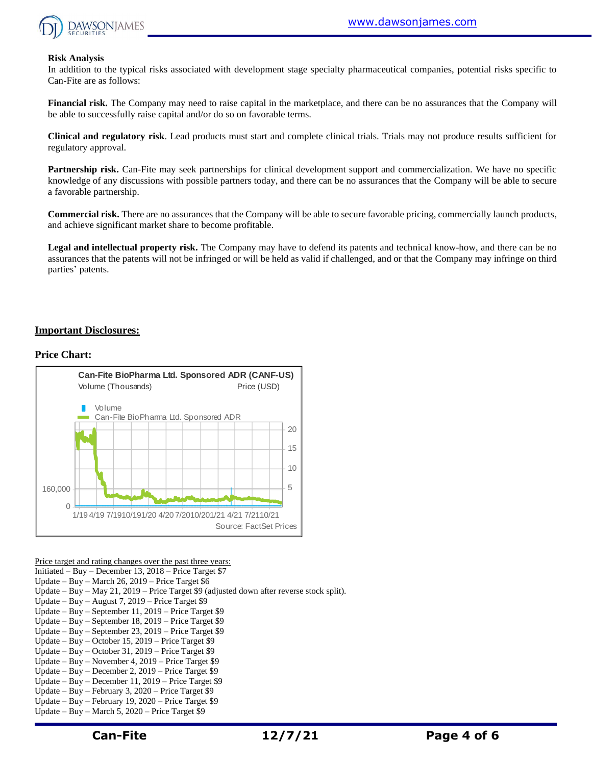**Risk Analysis**

In addition to the typical risks associated with development stage specialty pharmaceutical companies, potential risks specific to Can-Fite are as follows:

**Financial risk.** The Company may need to raise capital in the marketplace, and there can be no assurances that the Company will be able to successfully raise capital and/or do so on favorable terms.

**Clinical and regulatory risk**. Lead products must start and complete clinical trials. Trials may not produce results sufficient for regulatory approval.

**Partnership risk.** Can-Fite may seek partnerships for clinical development support and commercialization. We have no specific knowledge of any discussions with possible partners today, and there can be no assurances that the Company will be able to secure a favorable partnership.

**Commercial risk.** There are no assurances that the Company will be able to secure favorable pricing, commercially launch products, and achieve significant market share to become profitable.

**Legal and intellectual property risk.** The Company may have to defend its patents and technical know-how, and there can be no assurances that the patents will not be infringed or will be held as valid if challenged, and or that the Company may infringe on third parties' patents.

## Important Disclosures:

**Price Chart:**

Can-Fite BioPharma Ltd. Sponsored ADR (CANF-US)

Volume (Thousands) — Price (USD)

Volume; Can-Fite BioPharma Ltd. Sponsored ADR

Source: FactSet Prices

Price target and rating changes over the past three years:

Initiated – Buy – December 13, 2018 – Price Target $7
Update – Buy – March 26, 2019 – Price Target $6
Update – Buy – May 21, 2019 – Price Target $9 (adjusted down after reverse stock split).
Update – Buy – August 7, 2019 – Price Target $9
Update – Buy – September 11, 2019 – Price Target $9
Update – Buy – September 18, 2019 – Price Target $9
Update – Buy – September 23, 2019 – Price Target $9
Update – Buy – October 15, 2019 – Price Target $9
Update – Buy – October 31, 2019 – Price Target $9
Update – Buy – November 4, 2019 – Price Target $9
Update – Buy – December 2, 2019 – Price Target $9
Update – Buy – December 11, 2019 – Price Target $9
Update – Buy – February 3, 2020 – Price Target $9
Update – Buy – February 19, 2020 – Price Target $9
Update – Buy – March 5, 2020 – Price Target $9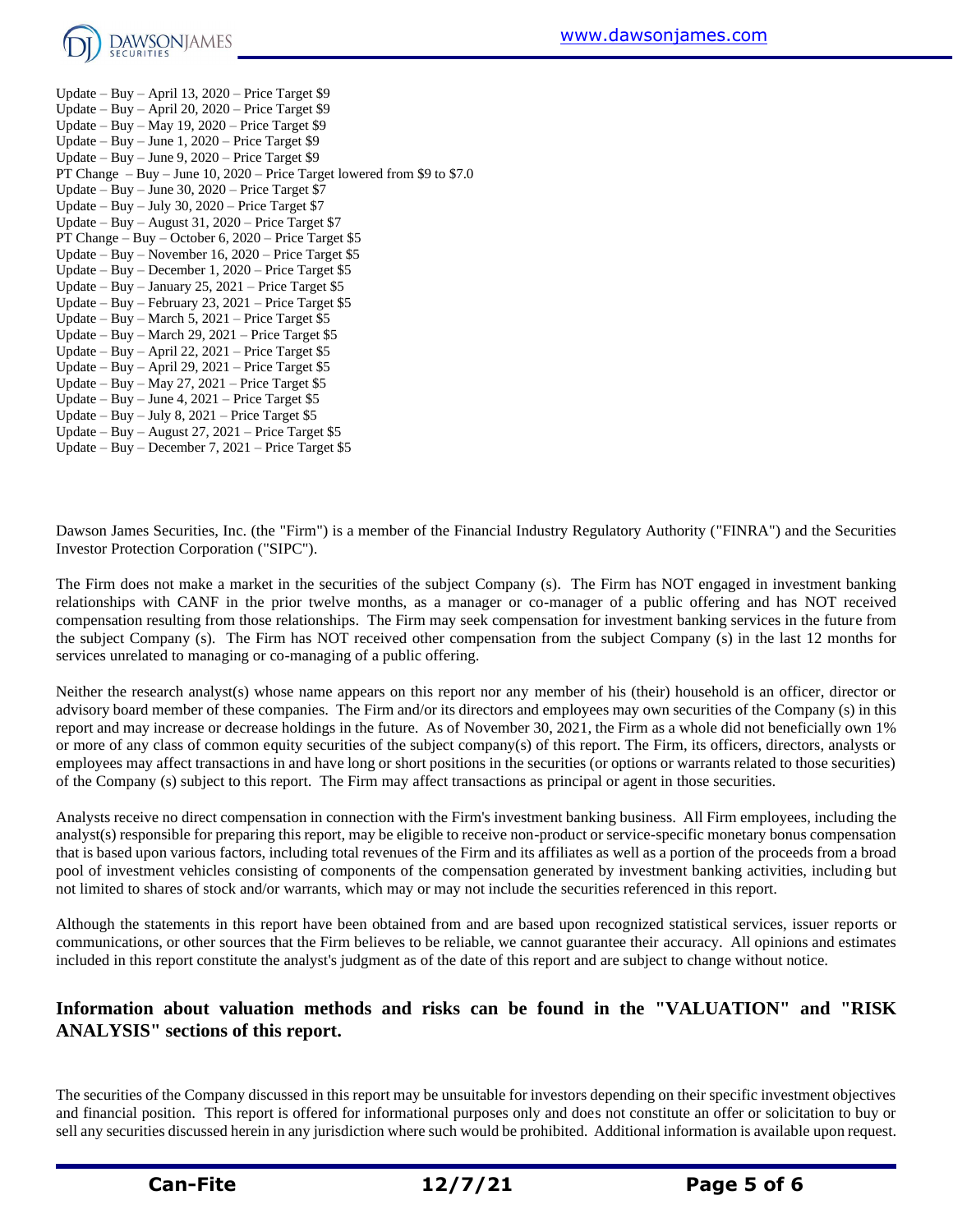Update – Buy – April 13, 2020 – Price Target $9
Update – Buy – April 20, 2020 – Price Target $9
Update – Buy – May 19, 2020 – Price Target $9
Update – Buy – June 1, 2020 – Price Target $9
Update – Buy – June 9, 2020 – Price Target $9
PT Change – Buy – June 10, 2020 – Price Target lowered from $9 to $7.0
Update – Buy – June 30, 2020 – Price Target $7
Update – Buy – July 30, 2020 – Price Target $7
Update – Buy – August 31, 2020 – Price Target $7
PT Change – Buy – October 6, 2020 – Price Target $5
Update – Buy – November 16, 2020 – Price Target $5
Update – Buy – December 1, 2020 – Price Target $5
Update – Buy – January 25, 2021 – Price Target $5
Update – Buy – February 23, 2021 – Price Target $5
Update – Buy – March 5, 2021 – Price Target $5
Update – Buy – March 29, 2021 – Price Target $5
Update – Buy – April 22, 2021 – Price Target $5
Update – Buy – April 29, 2021 – Price Target $5
Update – Buy – May 27, 2021 – Price Target $5
Update – Buy – June 4, 2021 – Price Target $5
Update – Buy – July 8, 2021 – Price Target $5
Update – Buy – August 27, 2021 – Price Target $5
Update – Buy – December 7, 2021 – Price Target $5

Dawson James Securities, Inc. (the "Firm") is a member of the Financial Industry Regulatory Authority ("FINRA") and the Securities Investor Protection Corporation ("SIPC").

The Firm does not make a market in the securities of the subject Company (s). The Firm has NOT engaged in investment banking relationships with CANF in the prior twelve months, as a manager or co-manager of a public offering and has NOT received compensation resulting from those relationships. The Firm may seek compensation for investment banking services in the future from the subject Company (s). The Firm has NOT received other compensation from the subject Company (s) in the last 12 months for services unrelated to managing or co-managing of a public offering.

Neither the research analyst(s) whose name appears on this report nor any member of his (their) household is an officer, director or advisory board member of these companies. The Firm and/or its directors and employees may own securities of the Company (s) in this report and may increase or decrease holdings in the future. As of November 30, 2021, the Firm as a whole did not beneficially own 1% or more of any class of common equity securities of the subject company(s) of this report. The Firm, its officers, directors, analysts or employees may affect transactions in and have long or short positions in the securities (or options or warrants related to those securities) of the Company (s) subject to this report. The Firm may affect transactions as principal or agent in those securities.

Analysts receive no direct compensation in connection with the Firm's investment banking business. All Firm employees, including the analyst(s) responsible for preparing this report, may be eligible to receive non-product or service-specific monetary bonus compensation that is based upon various factors, including total revenues of the Firm and its affiliates as well as a portion of the proceeds from a broad pool of investment vehicles consisting of components of the compensation generated by investment banking activities, including but not limited to shares of stock and/or warrants, which may or may not include the securities referenced in this report.

Although the statements in this report have been obtained from and are based upon recognized statistical services, issuer reports or communications, or other sources that the Firm believes to be reliable, we cannot guarantee their accuracy. All opinions and estimates included in this report constitute the analyst's judgment as of the date of this report and are subject to change without notice.

**Information about valuation methods and risks can be found in the "VALUATION" and "RISK ANALYSIS" sections of this report.**

The securities of the Company discussed in this report may be unsuitable for investors depending on their specific investment objectives and financial position. This report is offered for informational purposes only and does not constitute an offer or solicitation to buy or sell any securities discussed herein in any jurisdiction where such would be prohibited. Additional information is available upon request.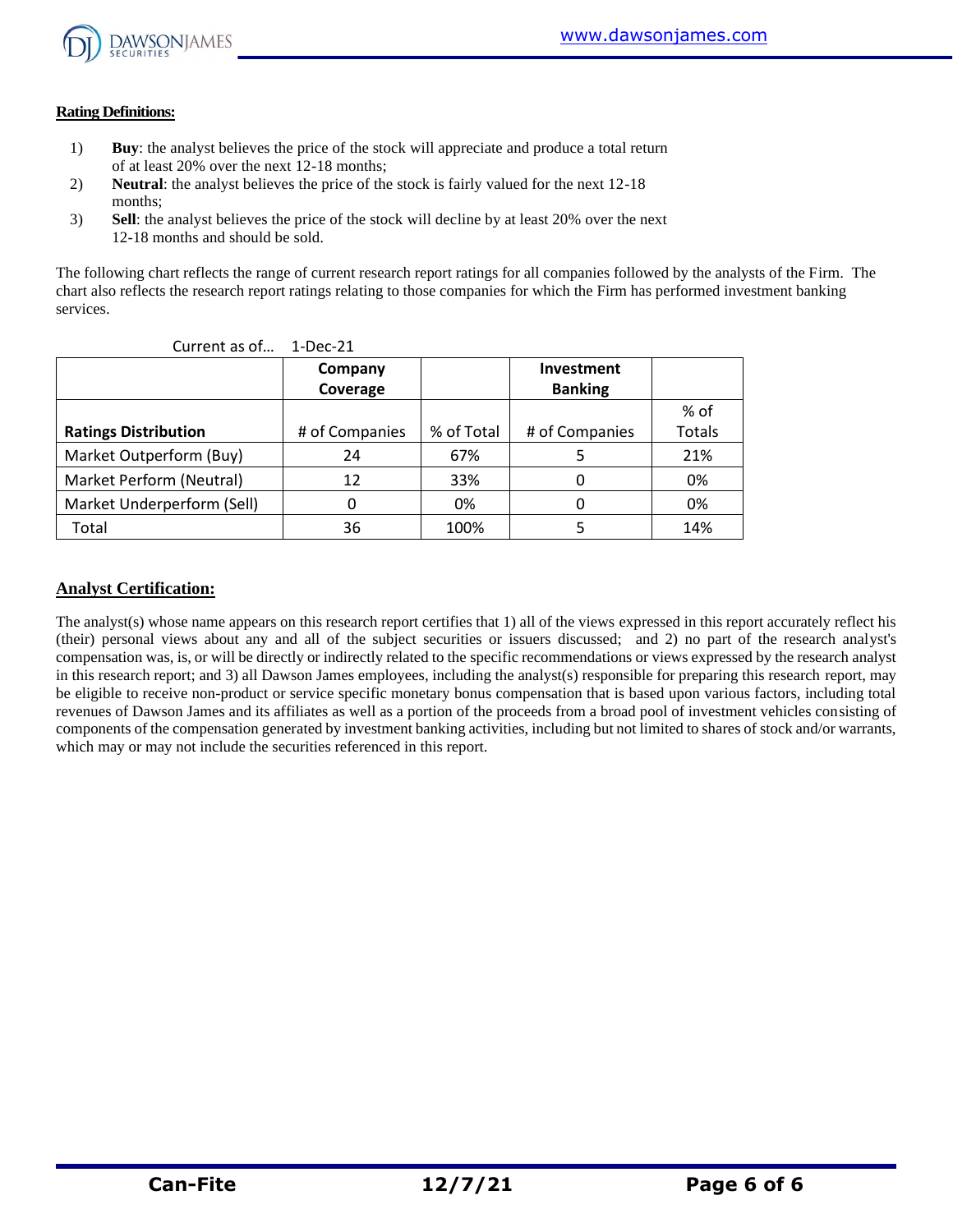**Rating Definitions:**

1) **Buy**: the analyst believes the price of the stock will appreciate and produce a total return of at least 20% over the next 12-18 months;
2) **Neutral**: the analyst believes the price of the stock is fairly valued for the next 12-18 months;
3) **Sell**: the analyst believes the price of the stock will decline by at least 20% over the next 12-18 months and should be sold.

The following chart reflects the range of current research report ratings for all companies followed by the analysts of the Firm. The chart also reflects the research report ratings relating to those companies for which the Firm has performed investment banking services.

Current as of... 1-Dec-21

| | Company Coverage | | Investment Banking | |
|---|---|---|---|---|
| **Ratings Distribution** | # of Companies | % of Total | # of Companies | % of Totals |
| Market Outperform (Buy) | 24 | 67% | 5 | 21% |
| Market Perform (Neutral) | 12 | 33% | 0 | 0% |
| Market Underperform (Sell) | 0 | 0% | 0 | 0% |
| Total | 36 | 100% | 5 | 14% |

## Analyst Certification:

The analyst(s) whose name appears on this research report certifies that 1) all of the views expressed in this report accurately reflect his (their) personal views about any and all of the subject securities or issuers discussed; and 2) no part of the research analyst's compensation was, is, or will be directly or indirectly related to the specific recommendations or views expressed by the research analyst in this research report; and 3) all Dawson James employees, including the analyst(s) responsible for preparing this research report, may be eligible to receive non-product or service specific monetary bonus compensation that is based upon various factors, including total revenues of Dawson James and its affiliates as well as a portion of the proceeds from a broad pool of investment vehicles consisting of components of the compensation generated by investment banking activities, including but not limited to shares of stock and/or warrants, which may or may not include the securities referenced in this report.